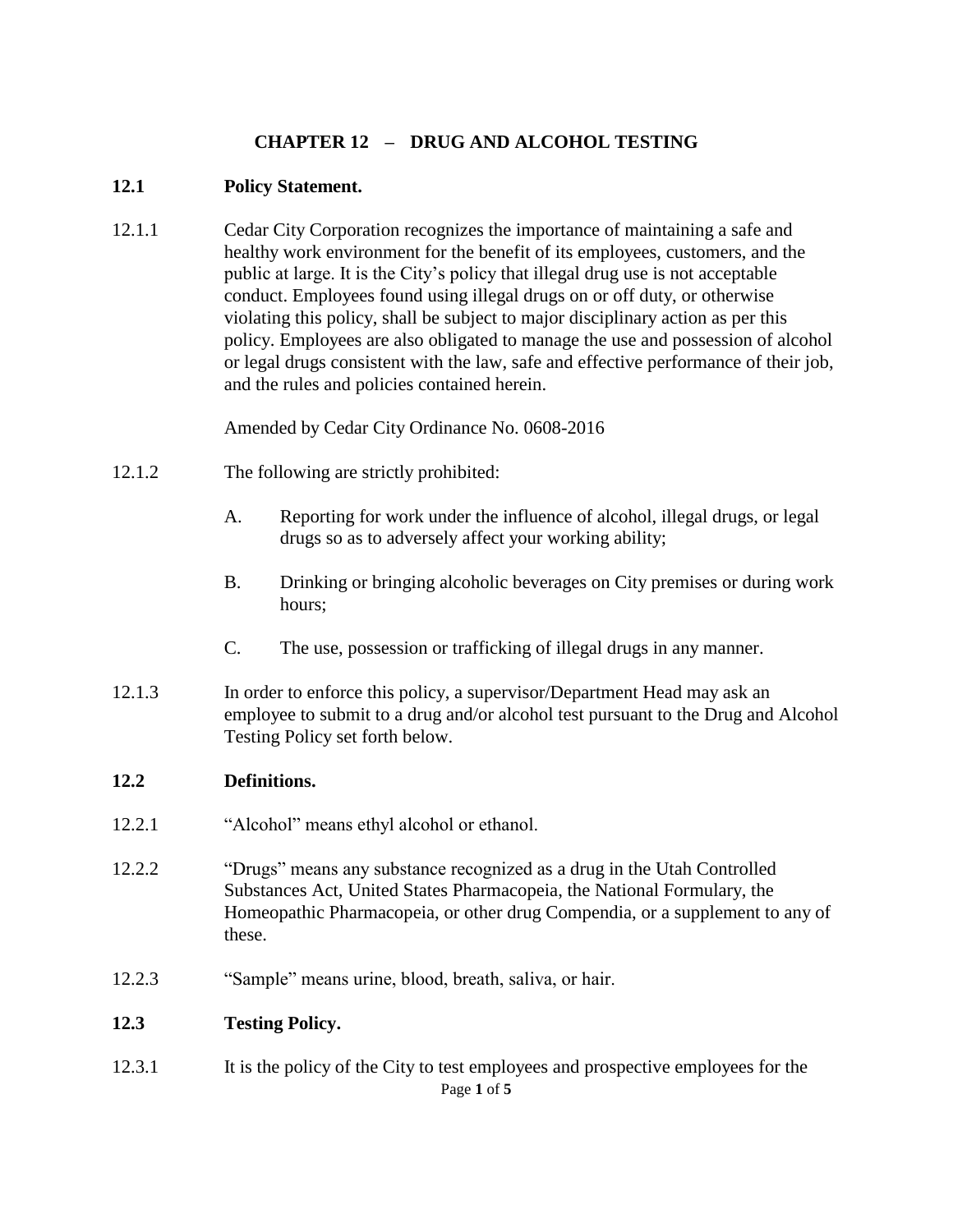# CHAPTER 12 – DRUG AND ALCOHOL TESTING

## 12.1 Policy Statement.

12.1.1 Cedar City Corporation recognizes the importance of maintaining a safe and healthy work environment for the benefit of its employees, customers, and the public at large. It is the City's policy that illegal drug use is not acceptable conduct. Employees found using illegal drugs on or off duty, or otherwise violating this policy, shall be subject to major disciplinary action as per this policy. Employees are also obligated to manage the use and possession of alcohol or legal drugs consistent with the law, safe and effective performance of their job, and the rules and policies contained herein.

Amended by Cedar City Ordinance No. 0608-2016

12.1.2 The following are strictly prohibited:

A. Reporting for work under the influence of alcohol, illegal drugs, or legal drugs so as to adversely affect your working ability;

B. Drinking or bringing alcoholic beverages on City premises or during work hours;

C. The use, possession or trafficking of illegal drugs in any manner.

12.1.3 In order to enforce this policy, a supervisor/Department Head may ask an employee to submit to a drug and/or alcohol test pursuant to the Drug and Alcohol Testing Policy set forth below.

## 12.2 Definitions.

12.2.1 "Alcohol" means ethyl alcohol or ethanol.

12.2.2 "Drugs" means any substance recognized as a drug in the Utah Controlled Substances Act, United States Pharmacopeia, the National Formulary, the Homeopathic Pharmacopeia, or other drug Compendia, or a supplement to any of these.

12.2.3 "Sample" means urine, blood, breath, saliva, or hair.

## 12.3 Testing Policy.

12.3.1 It is the policy of the City to test employees and prospective employees for the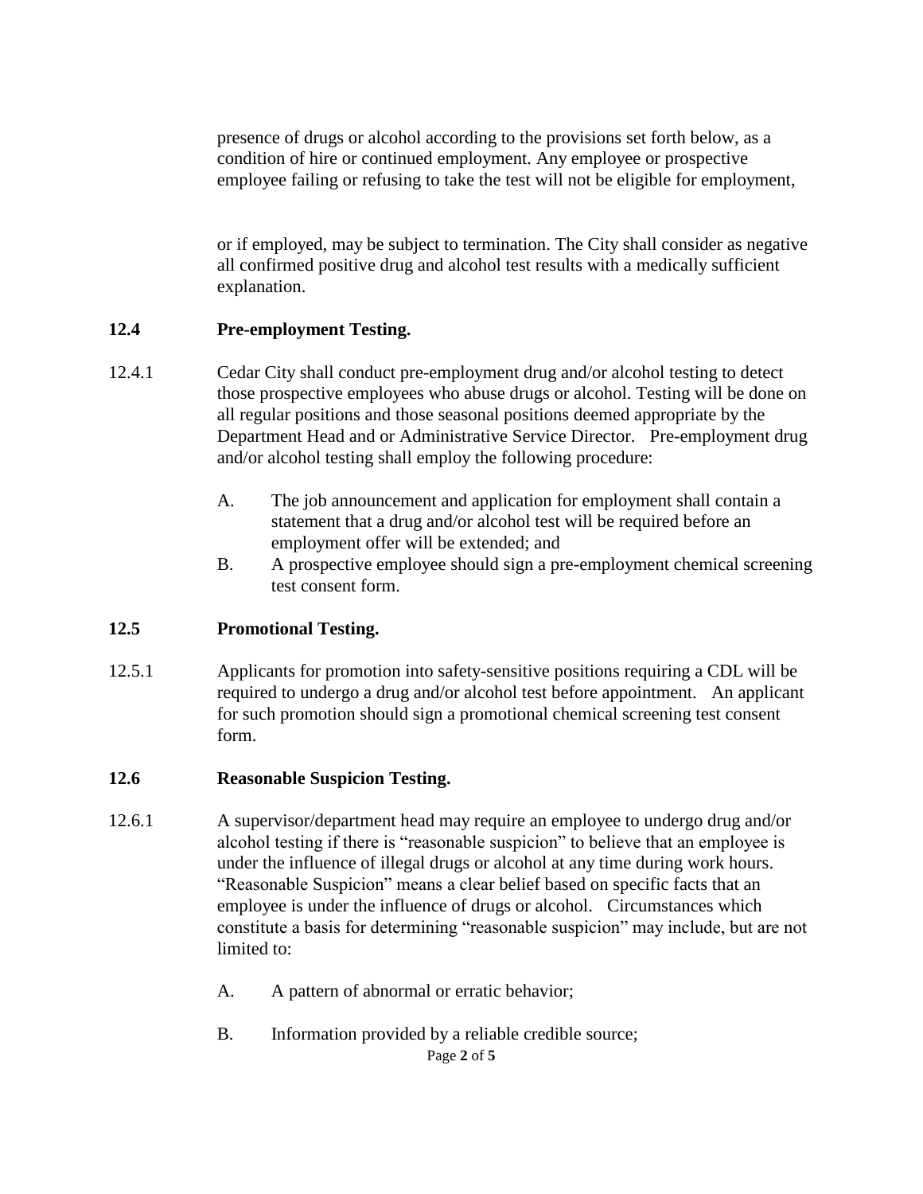presence of drugs or alcohol according to the provisions set forth below, as a condition of hire or continued employment. Any employee or prospective employee failing or refusing to take the test will not be eligible for employment, or if employed, may be subject to termination. The City shall consider as negative all confirmed positive drug and alcohol test results with a medically sufficient explanation.

**12.4 Pre-employment Testing.**

12.4.1 Cedar City shall conduct pre-employment drug and/or alcohol testing to detect those prospective employees who abuse drugs or alcohol. Testing will be done on all regular positions and those seasonal positions deemed appropriate by the Department Head and or Administrative Service Director. Pre-employment drug and/or alcohol testing shall employ the following procedure:

A. The job announcement and application for employment shall contain a statement that a drug and/or alcohol test will be required before an employment offer will be extended; and

B. A prospective employee should sign a pre-employment chemical screening test consent form.

**12.5 Promotional Testing.**

12.5.1 Applicants for promotion into safety-sensitive positions requiring a CDL will be required to undergo a drug and/or alcohol test before appointment. An applicant for such promotion should sign a promotional chemical screening test consent form.

**12.6 Reasonable Suspicion Testing.**

12.6.1 A supervisor/department head may require an employee to undergo drug and/or alcohol testing if there is "reasonable suspicion" to believe that an employee is under the influence of illegal drugs or alcohol at any time during work hours. "Reasonable Suspicion" means a clear belief based on specific facts that an employee is under the influence of drugs or alcohol. Circumstances which constitute a basis for determining "reasonable suspicion" may include, but are not limited to:

A. A pattern of abnormal or erratic behavior;

B. Information provided by a reliable credible source;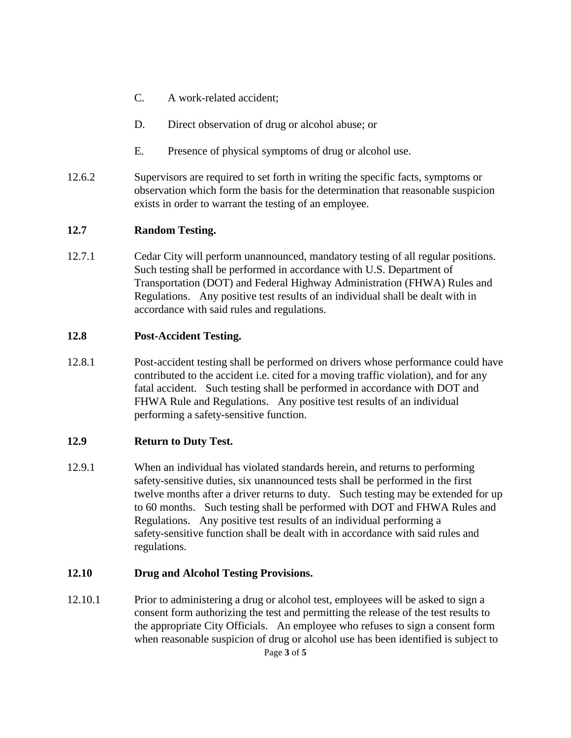C. A work-related accident;

D. Direct observation of drug or alcohol abuse; or

E. Presence of physical symptoms of drug or alcohol use.

12.6.2 Supervisors are required to set forth in writing the specific facts, symptoms or observation which form the basis for the determination that reasonable suspicion exists in order to warrant the testing of an employee.

**12.7 Random Testing.**

12.7.1 Cedar City will perform unannounced, mandatory testing of all regular positions. Such testing shall be performed in accordance with U.S. Department of Transportation (DOT) and Federal Highway Administration (FHWA) Rules and Regulations. Any positive test results of an individual shall be dealt with in accordance with said rules and regulations.

**12.8 Post-Accident Testing.**

12.8.1 Post-accident testing shall be performed on drivers whose performance could have contributed to the accident i.e. cited for a moving traffic violation), and for any fatal accident. Such testing shall be performed in accordance with DOT and FHWA Rule and Regulations. Any positive test results of an individual performing a safety-sensitive function.

**12.9 Return to Duty Test.**

12.9.1 When an individual has violated standards herein, and returns to performing safety-sensitive duties, six unannounced tests shall be performed in the first twelve months after a driver returns to duty. Such testing may be extended for up to 60 months. Such testing shall be performed with DOT and FHWA Rules and Regulations. Any positive test results of an individual performing a safety-sensitive function shall be dealt with in accordance with said rules and regulations.

**12.10 Drug and Alcohol Testing Provisions.**

12.10.1 Prior to administering a drug or alcohol test, employees will be asked to sign a consent form authorizing the test and permitting the release of the test results to the appropriate City Officials. An employee who refuses to sign a consent form when reasonable suspicion of drug or alcohol use has been identified is subject to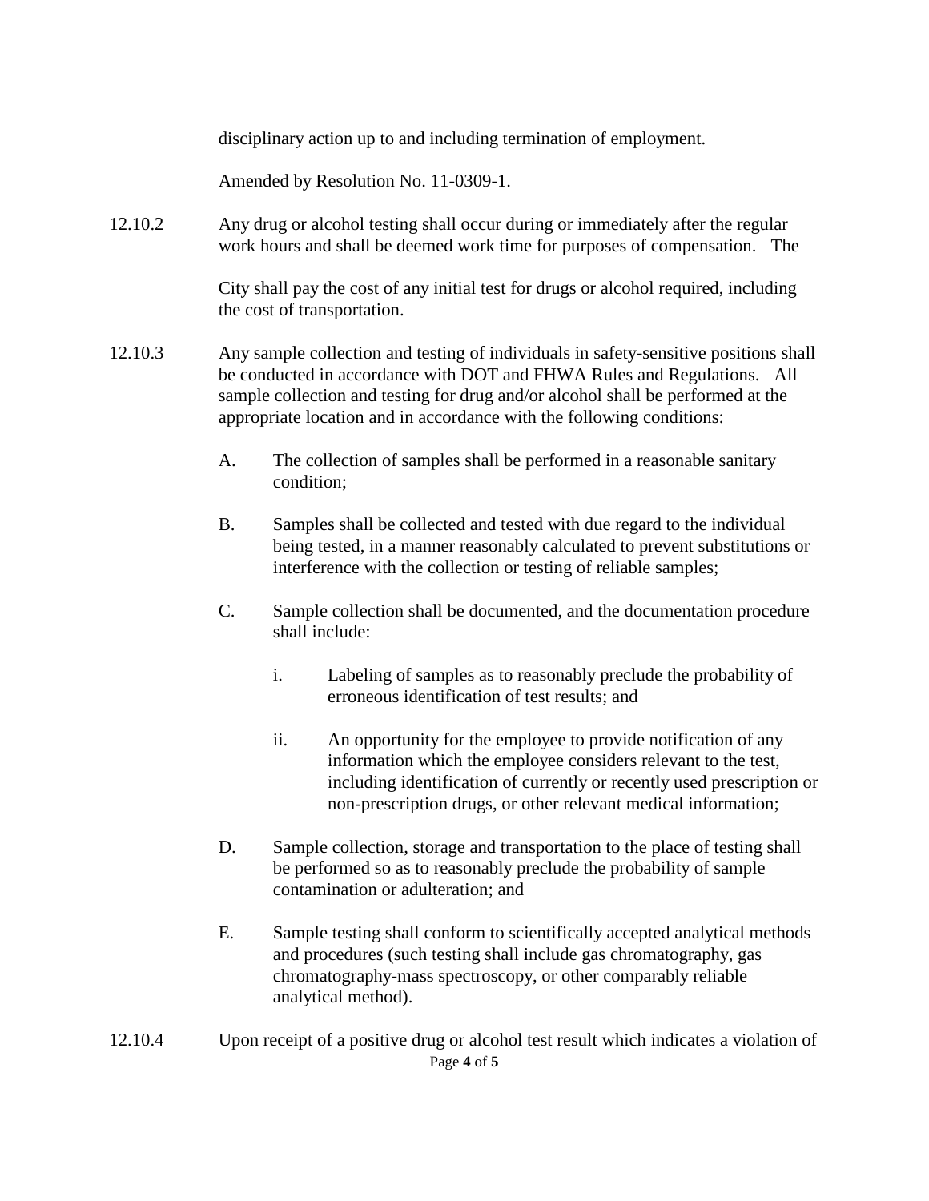disciplinary action up to and including termination of employment.

Amended by Resolution No. 11-0309-1.

12.10.2 Any drug or alcohol testing shall occur during or immediately after the regular work hours and shall be deemed work time for purposes of compensation. The

City shall pay the cost of any initial test for drugs or alcohol required, including the cost of transportation.

12.10.3 Any sample collection and testing of individuals in safety-sensitive positions shall be conducted in accordance with DOT and FHWA Rules and Regulations. All sample collection and testing for drug and/or alcohol shall be performed at the appropriate location and in accordance with the following conditions:

A. The collection of samples shall be performed in a reasonable sanitary condition;

B. Samples shall be collected and tested with due regard to the individual being tested, in a manner reasonably calculated to prevent substitutions or interference with the collection or testing of reliable samples;

C. Sample collection shall be documented, and the documentation procedure shall include:

i. Labeling of samples as to reasonably preclude the probability of erroneous identification of test results; and

ii. An opportunity for the employee to provide notification of any information which the employee considers relevant to the test, including identification of currently or recently used prescription or non-prescription drugs, or other relevant medical information;

D. Sample collection, storage and transportation to the place of testing shall be performed so as to reasonably preclude the probability of sample contamination or adulteration; and

E. Sample testing shall conform to scientifically accepted analytical methods and procedures (such testing shall include gas chromatography, gas chromatography-mass spectroscopy, or other comparably reliable analytical method).

12.10.4 Upon receipt of a positive drug or alcohol test result which indicates a violation of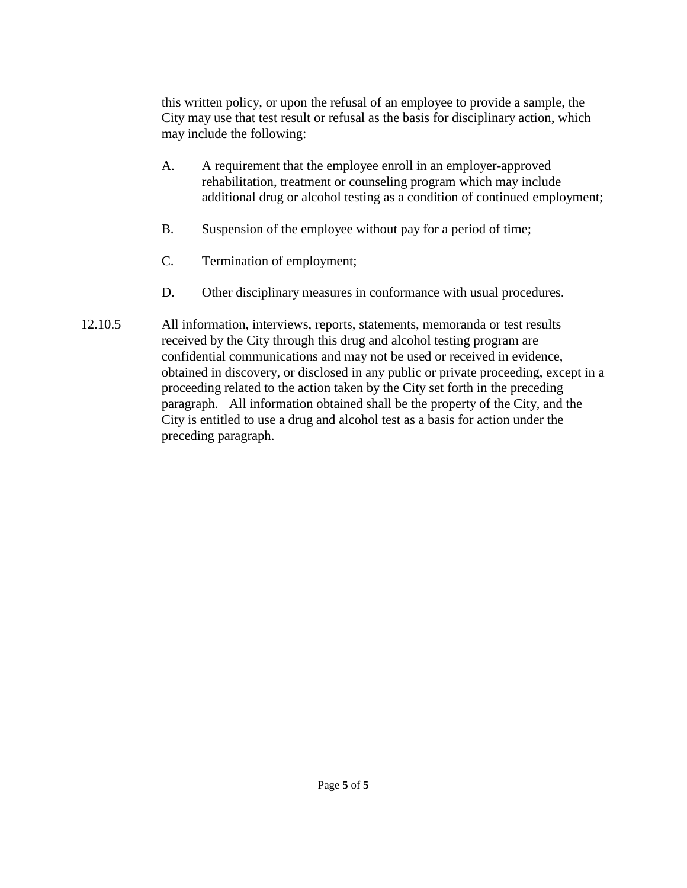this written policy, or upon the refusal of an employee to provide a sample, the City may use that test result or refusal as the basis for disciplinary action, which may include the following:

A. A requirement that the employee enroll in an employer-approved rehabilitation, treatment or counseling program which may include additional drug or alcohol testing as a condition of continued employment;

B. Suspension of the employee without pay for a period of time;

C. Termination of employment;

D. Other disciplinary measures in conformance with usual procedures.

12.10.5 All information, interviews, reports, statements, memoranda or test results received by the City through this drug and alcohol testing program are confidential communications and may not be used or received in evidence, obtained in discovery, or disclosed in any public or private proceeding, except in a proceeding related to the action taken by the City set forth in the preceding paragraph. All information obtained shall be the property of the City, and the City is entitled to use a drug and alcohol test as a basis for action under the preceding paragraph.